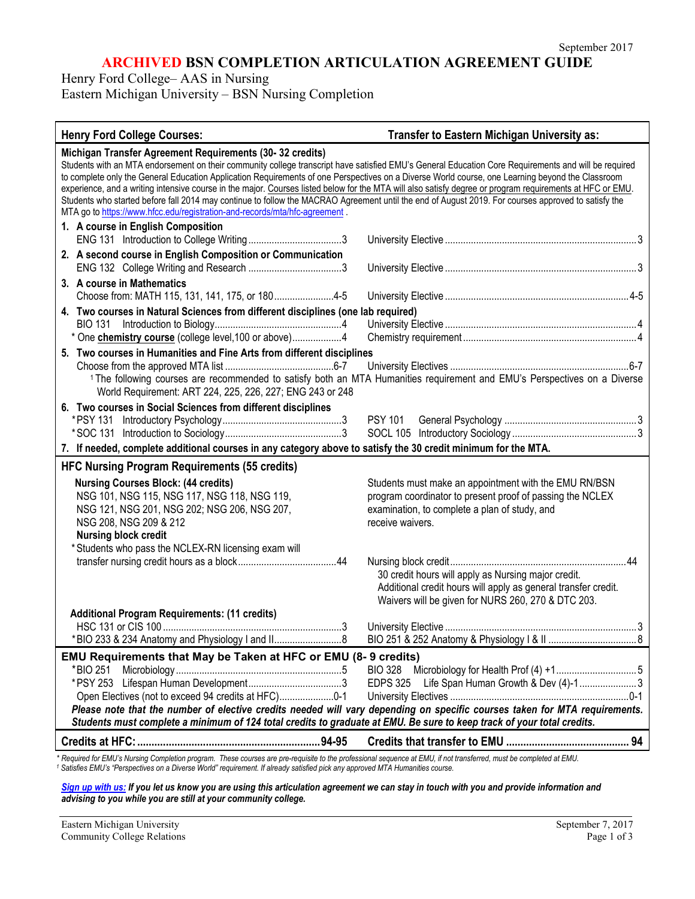September 2017

# ARCHIVED BSN COMPLETION ARTICULATION AGREEMENT GUIDE

Henry Ford College– AAS in Nursing
Eastern Michigan University – BSN Nursing Completion

| Henry Ford College Courses: | Transfer to Eastern Michigan University as: |
|---|---|
| **Michigan Transfer Agreement Requirements (30- 32 credits)** Students with an MTA endorsement on their community college transcript have satisfied EMU's General Education Core Requirements and will be required to complete only the General Education Application Requirements of one Perspectives on a Diverse World course, one Learning beyond the Classroom experience, and a writing intensive course in the major. Courses listed below for the MTA will also satisfy degree or program requirements at HFC or EMU. Students who started before fall 2014 may continue to follow the MACRAO Agreement until the end of August 2019. For courses approved to satisfy the MTA go to https://www.hfcc.edu/registration-and-records/mta/hfc-agreement . | |
| **1. A course in English Composition** | |
| ENG 131 Introduction to College Writing ....3 | University Elective ....3 |
| **2. A second course in English Composition or Communication** | |
| ENG 132 College Writing and Research ....3 | University Elective ....3 |
| **3. A course in Mathematics** | |
| Choose from: MATH 115, 131, 141, 175, or 180 ....4-5 | University Elective ....4-5 |
| **4. Two courses in Natural Sciences from different disciplines (one lab required)** | |
| BIO 131 Introduction to Biology ....4 | University Elective ....4 |
| * One **chemistry course** (college level,100 or above) ....4 | Chemistry requirement ....4 |
| **5. Two courses in Humanities and Fine Arts from different disciplines** | |
| Choose from the approved MTA list ....6-7 | University Electives ....6-7 |
| [1] The following courses are recommended to satisfy both an MTA Humanities requirement and EMU's Perspectives on a Diverse World Requirement: ART 224, 225, 226, 227; ENG 243 or 248 | |
| **6. Two courses in Social Sciences from different disciplines** | |
| *PSY 131 Introductory Psychology ....3 | PSY 101 General Psychology ....3 |
| *SOC 131 Introduction to Sociology ....3 | SOCL 105 Introductory Sociology ....3 |
| **7. If needed, complete additional courses in any category above to satisfy the 30 credit minimum for the MTA.** | |
| **HFC Nursing Program Requirements (55 credits)** | |
| **Nursing Courses Block: (44 credits)** NSG 101, NSG 115, NSG 117, NSG 118, NSG 119, NSG 121, NSG 201, NSG 202; NSG 206, NSG 207, NSG 208, NSG 209 & 212 | Students must make an appointment with the EMU RN/BSN program coordinator to present proof of passing the NCLEX examination, to complete a plan of study, and receive waivers. |
| **Nursing block credit** *Students who pass the NCLEX-RN licensing exam will transfer nursing credit hours as a block ....44 | Nursing block credit ....44 30 credit hours will apply as Nursing major credit. Additional credit hours will apply as general transfer credit. Waivers will be given for NURS 260, 270 & DTC 203. |
| **Additional Program Requirements: (11 credits)** | |
| HSC 131 or CIS 100 ....3 | University Elective ....3 |
| *BIO 233 & 234 Anatomy and Physiology I and II ....8 | BIO 251 & 252 Anatomy & Physiology I & II ....8 |
| **EMU Requirements that May be Taken at HFC or EMU (8- 9 credits)** | |
| *BIO 251 Microbiology ....5 | BIO 328 Microbiology for Health Prof (4) +1 ....5 |
| *PSY 253 Lifespan Human Development ....3 | EDPS 325 Life Span Human Growth & Dev (4)-1 ....3 |
| Open Electives (not to exceed 94 credits at HFC) ....0-1 | University Electives ....0-1 |
| ***Please note that the number of elective credits needed will vary depending on specific courses taken for MTA requirements. Students must complete a minimum of 124 total credits to graduate at EMU. Be sure to keep track of your total credits.*** | |
| **Credits at HFC: ....94-95** | **Credits that transfer to EMU ....94** |

*\* Required for EMU's Nursing Completion program. These courses are pre-requisite to the professional sequence at EMU, if not transferred, must be completed at EMU.*
*[1] Satisfies EMU's "Perspectives on a Diverse World" requirement. If already satisfied pick any approved MTA Humanities course.*

***Sign up with us:** If you let us know you are using this articulation agreement we can stay in touch with you and provide information and advising to you while you are still at your community college.*

Eastern Michigan University
Community College Relations

September 7, 2017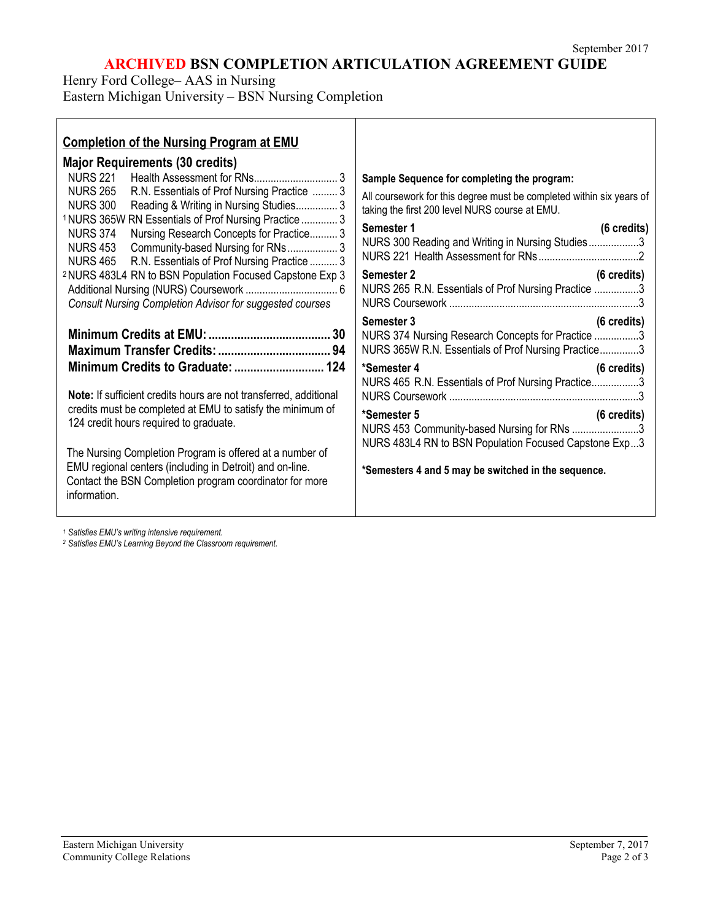September 2017

# ARCHIVED BSN COMPLETION ARTICULATION AGREEMENT GUIDE

Henry Ford College– AAS in Nursing
Eastern Michigan University – BSN Nursing Completion

## Completion of the Nursing Program at EMU

### Major Requirements (30 credits)

- NURS 221 Health Assessment for RNs............................. 3
- NURS 265 R.N. Essentials of Prof Nursing Practice ......... 3
- NURS 300 Reading & Writing in Nursing Studies............... 3
- [1] NURS 365W RN Essentials of Prof Nursing Practice ............. 3
- NURS 374 Nursing Research Concepts for Practice.......... 3
- NURS 453 Community-based Nursing for RNs.................. 3
- NURS 465 R.N. Essentials of Prof Nursing Practice .......... 3
- [2] NURS 483L4 RN to BSN Population Focused Capstone Exp 3
- Additional Nursing (NURS) Coursework ................................ 6

*Consult Nursing Completion Advisor for suggested courses*

**Minimum Credits at EMU: ...................................... 30**
**Maximum Transfer Credits: ................................... 94**
**Minimum Credits to Graduate: ............................ 124**

**Note:** If sufficient credits hours are not transferred, additional credits must be completed at EMU to satisfy the minimum of 124 credit hours required to graduate.

The Nursing Completion Program is offered at a number of EMU regional centers (including in Detroit) and on-line. Contact the BSN Completion program coordinator for more information.

**Sample Sequence for completing the program:**

All coursework for this degree must be completed within six years of taking the first 200 level NURS course at EMU.

**Semester 1 (6 credits)**
NURS 300 Reading and Writing in Nursing Studies..................3
NURS 221 Health Assessment for RNs....................................2

**Semester 2 (6 credits)**
NURS 265 R.N. Essentials of Prof Nursing Practice ................3
NURS Coursework ....................................................................3

**Semester 3 (6 credits)**
NURS 374 Nursing Research Concepts for Practice ................3
NURS 365W R.N. Essentials of Prof Nursing Practice..............3

**\*Semester 4 (6 credits)**
NURS 465 R.N. Essentials of Prof Nursing Practice.................3
NURS Coursework ....................................................................3

**\*Semester 5 (6 credits)**
NURS 453 Community-based Nursing for RNs ........................3
NURS 483L4 RN to BSN Population Focused Capstone Exp...3

**\*Semesters 4 and 5 may be switched in the sequence.**

*[1] Satisfies EMU's writing intensive requirement.*
*[2] Satisfies EMU's Learning Beyond the Classroom requirement.*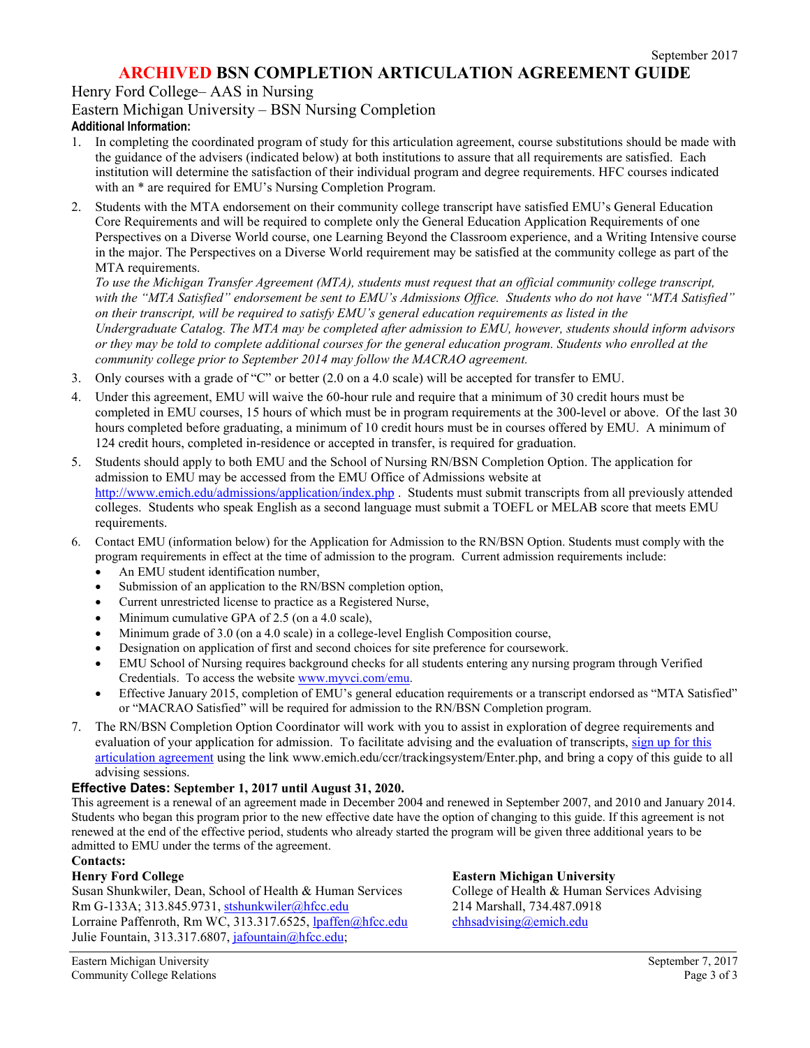September 2017

# ARCHIVED BSN COMPLETION ARTICULATION AGREEMENT GUIDE

Henry Ford College– AAS in Nursing

Eastern Michigan University – BSN Nursing Completion

**Additional Information:**

1. In completing the coordinated program of study for this articulation agreement, course substitutions should be made with the guidance of the advisers (indicated below) at both institutions to assure that all requirements are satisfied. Each institution will determine the satisfaction of their individual program and degree requirements. HFC courses indicated with an * are required for EMU's Nursing Completion Program.
2. Students with the MTA endorsement on their community college transcript have satisfied EMU's General Education Core Requirements and will be required to complete only the General Education Application Requirements of one Perspectives on a Diverse World course, one Learning Beyond the Classroom experience, and a Writing Intensive course in the major. The Perspectives on a Diverse World requirement may be satisfied at the community college as part of the MTA requirements.
   *To use the Michigan Transfer Agreement (MTA), students must request that an official community college transcript, with the "MTA Satisfied" endorsement be sent to EMU's Admissions Office. Students who do not have "MTA Satisfied" on their transcript, will be required to satisfy EMU's general education requirements as listed in the Undergraduate Catalog. The MTA may be completed after admission to EMU, however, students should inform advisors or they may be told to complete additional courses for the general education program. Students who enrolled at the community college prior to September 2014 may follow the MACRAO agreement.*
3. Only courses with a grade of "C" or better (2.0 on a 4.0 scale) will be accepted for transfer to EMU.
4. Under this agreement, EMU will waive the 60-hour rule and require that a minimum of 30 credit hours must be completed in EMU courses, 15 hours of which must be in program requirements at the 300-level or above. Of the last 30 hours completed before graduating, a minimum of 10 credit hours must be in courses offered by EMU. A minimum of 124 credit hours, completed in-residence or accepted in transfer, is required for graduation.
5. Students should apply to both EMU and the School of Nursing RN/BSN Completion Option. The application for admission to EMU may be accessed from the EMU Office of Admissions website at http://www.emich.edu/admissions/application/index.php . Students must submit transcripts from all previously attended colleges. Students who speak English as a second language must submit a TOEFL or MELAB score that meets EMU requirements.
6. Contact EMU (information below) for the Application for Admission to the RN/BSN Option. Students must comply with the program requirements in effect at the time of admission to the program. Current admission requirements include:
   - An EMU student identification number,
   - Submission of an application to the RN/BSN completion option,
   - Current unrestricted license to practice as a Registered Nurse,
   - Minimum cumulative GPA of 2.5 (on a 4.0 scale),
   - Minimum grade of 3.0 (on a 4.0 scale) in a college-level English Composition course,
   - Designation on application of first and second choices for site preference for coursework.
   - EMU School of Nursing requires background checks for all students entering any nursing program through Verified Credentials. To access the website www.myvci.com/emu.
   - Effective January 2015, completion of EMU's general education requirements or a transcript endorsed as "MTA Satisfied" or "MACRAO Satisfied" will be required for admission to the RN/BSN Completion program.
7. The RN/BSN Completion Option Coordinator will work with you to assist in exploration of degree requirements and evaluation of your application for admission. To facilitate advising and the evaluation of transcripts, sign up for this articulation agreement using the link www.emich.edu/ccr/trackingsystem/Enter.php, and bring a copy of this guide to all advising sessions.

**Effective Dates: September 1, 2017 until August 31, 2020.**

This agreement is a renewal of an agreement made in December 2004 and renewed in September 2007, and 2010 and January 2014. Students who began this program prior to the new effective date have the option of changing to this guide. If this agreement is not renewed at the end of the effective period, students who already started the program will be given three additional years to be admitted to EMU under the terms of the agreement.

**Contacts:**

**Henry Ford College**

Susan Shunkwiler, Dean, School of Health & Human Services
Rm G-133A; 313.845.9731, stshunkwiler@hfcc.edu
Lorraine Paffenroth, Rm WC, 313.317.6525, lpaffen@hfcc.edu
Julie Fountain, 313.317.6807, jafountain@hfcc.edu;

**Eastern Michigan University**

College of Health & Human Services Advising
214 Marshall, 734.487.0918
chhsadvising@emich.edu